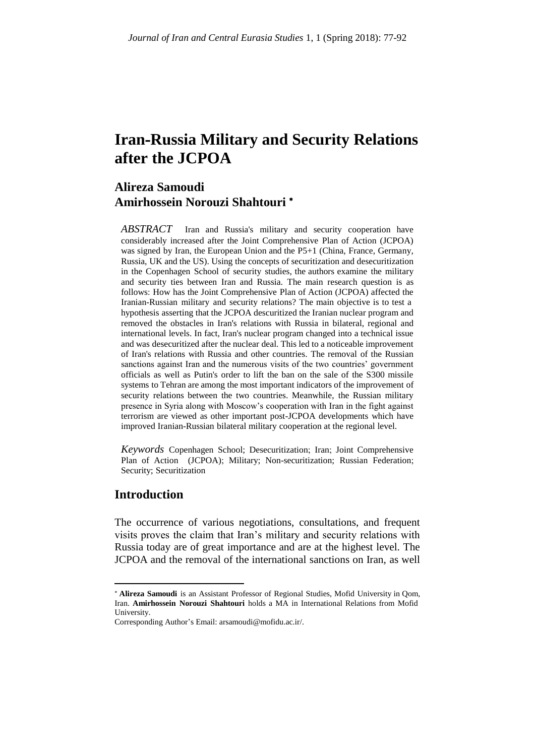# Iran-Russia Military and Security Relations after the JCPOA

**Alireza Samoudi**
**Amirhossein Norouzi Shahtouri** *

*ABSTRACT* Iran and Russia's military and security cooperation have considerably increased after the Joint Comprehensive Plan of Action (JCPOA) was signed by Iran, the European Union and the P5+1 (China, France, Germany, Russia, UK and the US). Using the concepts of securitization and desecuritization in the Copenhagen School of security studies, the authors examine the military and security ties between Iran and Russia. The main research question is as follows: How has the Joint Comprehensive Plan of Action (JCPOA) affected the Iranian-Russian military and security relations? The main objective is to test a hypothesis asserting that the JCPOA descuritized the Iranian nuclear program and removed the obstacles in Iran's relations with Russia in bilateral, regional and international levels. In fact, Iran's nuclear program changed into a technical issue and was desecuritized after the nuclear deal. This led to a noticeable improvement of Iran's relations with Russia and other countries. The removal of the Russian sanctions against Iran and the numerous visits of the two countries' government officials as well as Putin's order to lift the ban on the sale of the S300 missile systems to Tehran are among the most important indicators of the improvement of security relations between the two countries. Meanwhile, the Russian military presence in Syria along with Moscow's cooperation with Iran in the fight against terrorism are viewed as other important post-JCPOA developments which have improved Iranian-Russian bilateral military cooperation at the regional level.

*Keywords* Copenhagen School; Desecuritization; Iran; Joint Comprehensive Plan of Action (JCPOA); Military; Non-securitization; Russian Federation; Security; Securitization

## Introduction

The occurrence of various negotiations, consultations, and frequent visits proves the claim that Iran's military and security relations with Russia today are of great importance and are at the highest level. The JCPOA and the removal of the international sanctions on Iran, as well

---

* **Alireza Samoudi** is an Assistant Professor of Regional Studies, Mofid University in Qom, Iran. **Amirhossein Norouzi Shahtouri** holds a MA in International Relations from Mofid University.

Corresponding Author's Email: arsamoudi@mofidu.ac.ir/.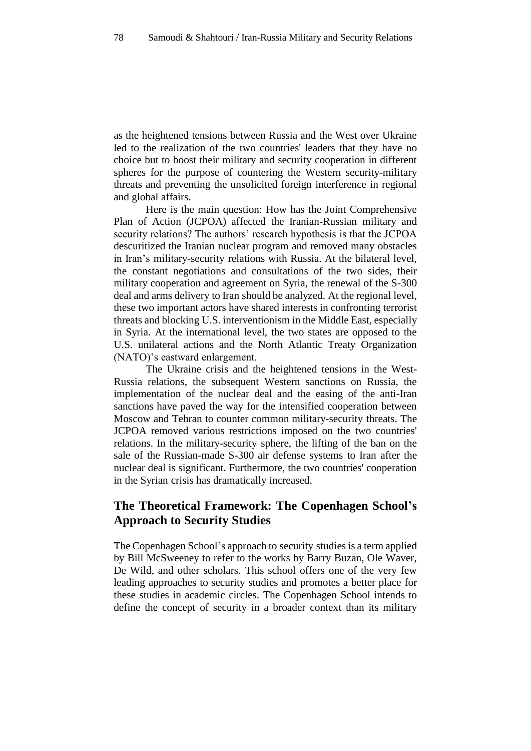as the heightened tensions between Russia and the West over Ukraine led to the realization of the two countries' leaders that they have no choice but to boost their military and security cooperation in different spheres for the purpose of countering the Western security-military threats and preventing the unsolicited foreign interference in regional and global affairs.

Here is the main question: How has the Joint Comprehensive Plan of Action (JCPOA) affected the Iranian-Russian military and security relations? The authors' research hypothesis is that the JCPOA descuritized the Iranian nuclear program and removed many obstacles in Iran's military-security relations with Russia. At the bilateral level, the constant negotiations and consultations of the two sides, their military cooperation and agreement on Syria, the renewal of the S-300 deal and arms delivery to Iran should be analyzed. At the regional level, these two important actors have shared interests in confronting terrorist threats and blocking U.S. interventionism in the Middle East, especially in Syria. At the international level, the two states are opposed to the U.S. unilateral actions and the North Atlantic Treaty Organization (NATO)'s eastward enlargement.

The Ukraine crisis and the heightened tensions in the West-Russia relations, the subsequent Western sanctions on Russia, the implementation of the nuclear deal and the easing of the anti-Iran sanctions have paved the way for the intensified cooperation between Moscow and Tehran to counter common military-security threats. The JCPOA removed various restrictions imposed on the two countries' relations. In the military-security sphere, the lifting of the ban on the sale of the Russian-made S-300 air defense systems to Iran after the nuclear deal is significant. Furthermore, the two countries' cooperation in the Syrian crisis has dramatically increased.

## The Theoretical Framework: The Copenhagen School's Approach to Security Studies

The Copenhagen School's approach to security studies is a term applied by Bill McSweeney to refer to the works by Barry Buzan, Ole Waver, De Wild, and other scholars. This school offers one of the very few leading approaches to security studies and promotes a better place for these studies in academic circles. The Copenhagen School intends to define the concept of security in a broader context than its military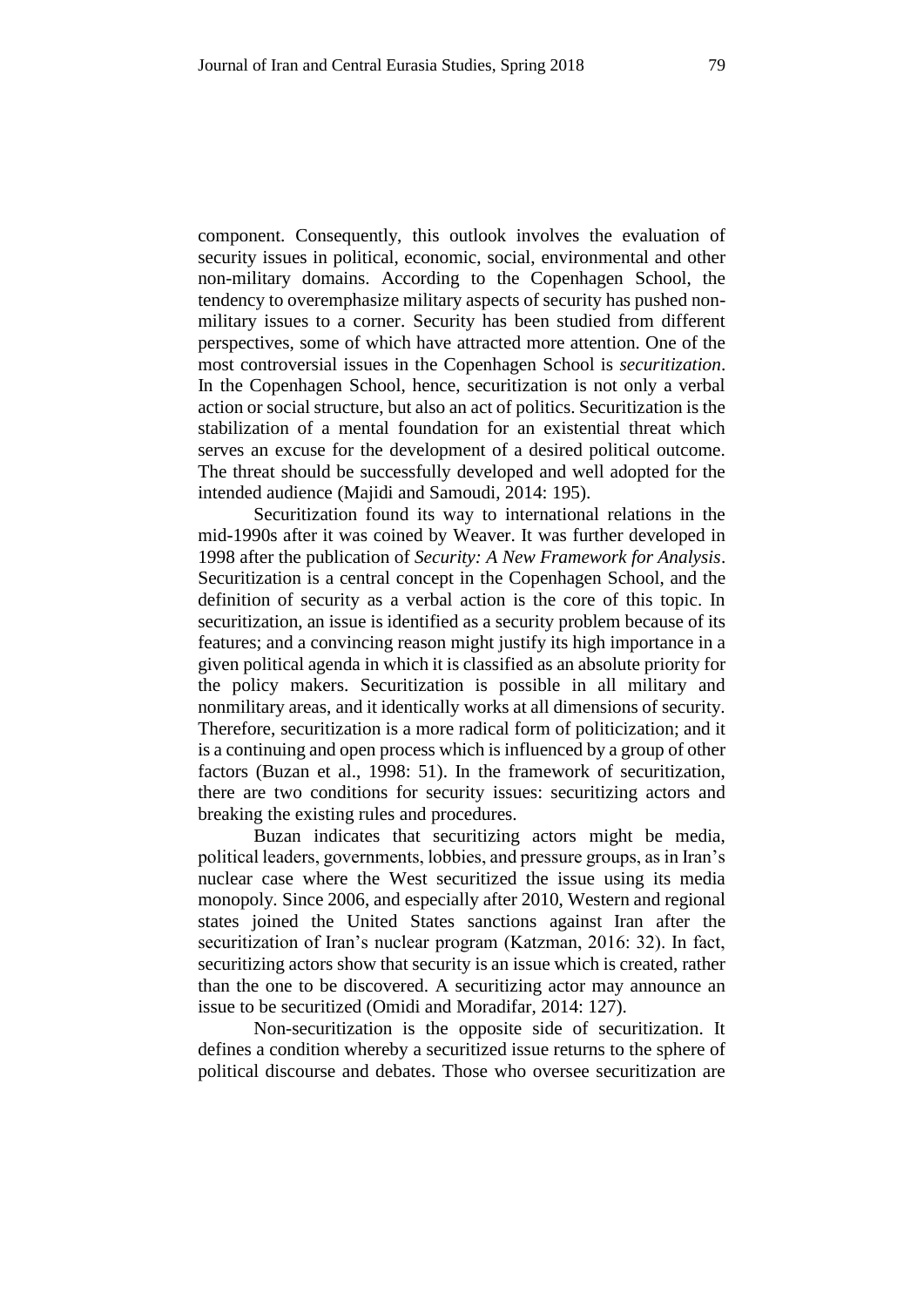component. Consequently, this outlook involves the evaluation of security issues in political, economic, social, environmental and other non-military domains. According to the Copenhagen School, the tendency to overemphasize military aspects of security has pushed non-military issues to a corner. Security has been studied from different perspectives, some of which have attracted more attention. One of the most controversial issues in the Copenhagen School is *securitization*. In the Copenhagen School, hence, securitization is not only a verbal action or social structure, but also an act of politics. Securitization is the stabilization of a mental foundation for an existential threat which serves an excuse for the development of a desired political outcome. The threat should be successfully developed and well adopted for the intended audience (Majidi and Samoudi, 2014: 195).

Securitization found its way to international relations in the mid-1990s after it was coined by Weaver. It was further developed in 1998 after the publication of *Security: A New Framework for Analysis*. Securitization is a central concept in the Copenhagen School, and the definition of security as a verbal action is the core of this topic. In securitization, an issue is identified as a security problem because of its features; and a convincing reason might justify its high importance in a given political agenda in which it is classified as an absolute priority for the policy makers. Securitization is possible in all military and nonmilitary areas, and it identically works at all dimensions of security. Therefore, securitization is a more radical form of politicization; and it is a continuing and open process which is influenced by a group of other factors (Buzan et al., 1998: 51). In the framework of securitization, there are two conditions for security issues: securitizing actors and breaking the existing rules and procedures.

Buzan indicates that securitizing actors might be media, political leaders, governments, lobbies, and pressure groups, as in Iran's nuclear case where the West securitized the issue using its media monopoly. Since 2006, and especially after 2010, Western and regional states joined the United States sanctions against Iran after the securitization of Iran's nuclear program (Katzman, 2016: 32). In fact, securitizing actors show that security is an issue which is created, rather than the one to be discovered. A securitizing actor may announce an issue to be securitized (Omidi and Moradifar, 2014: 127).

Non-securitization is the opposite side of securitization. It defines a condition whereby a securitized issue returns to the sphere of political discourse and debates. Those who oversee securitization are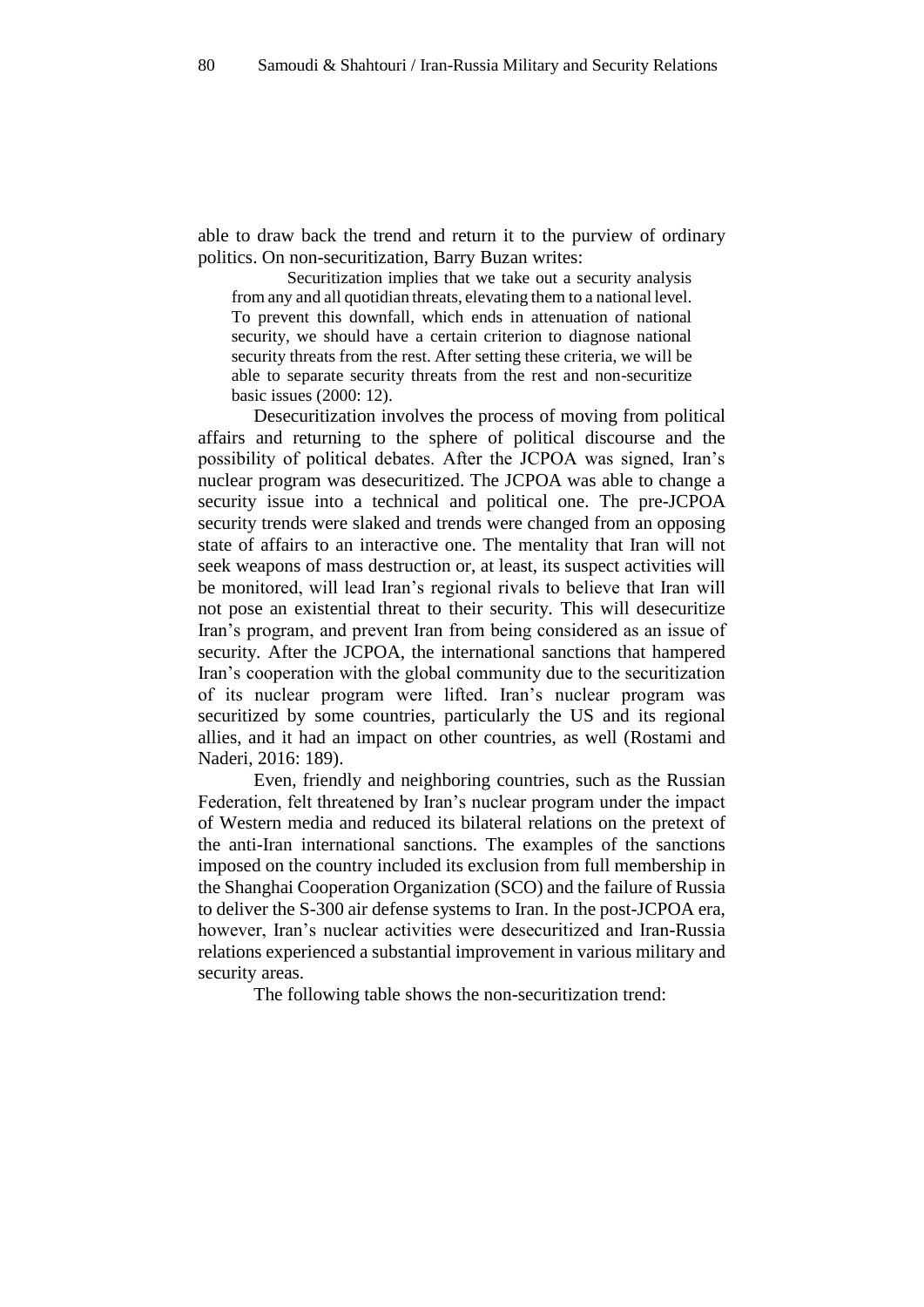able to draw back the trend and return it to the purview of ordinary politics. On non-securitization, Barry Buzan writes:

> Securitization implies that we take out a security analysis from any and all quotidian threats, elevating them to a national level. To prevent this downfall, which ends in attenuation of national security, we should have a certain criterion to diagnose national security threats from the rest. After setting these criteria, we will be able to separate security threats from the rest and non-securitize basic issues (2000: 12).

Desecuritization involves the process of moving from political affairs and returning to the sphere of political discourse and the possibility of political debates. After the JCPOA was signed, Iran's nuclear program was desecuritized. The JCPOA was able to change a security issue into a technical and political one. The pre-JCPOA security trends were slaked and trends were changed from an opposing state of affairs to an interactive one. The mentality that Iran will not seek weapons of mass destruction or, at least, its suspect activities will be monitored, will lead Iran's regional rivals to believe that Iran will not pose an existential threat to their security. This will desecuritize Iran's program, and prevent Iran from being considered as an issue of security. After the JCPOA, the international sanctions that hampered Iran's cooperation with the global community due to the securitization of its nuclear program were lifted. Iran's nuclear program was securitized by some countries, particularly the US and its regional allies, and it had an impact on other countries, as well (Rostami and Naderi, 2016: 189).

Even, friendly and neighboring countries, such as the Russian Federation, felt threatened by Iran's nuclear program under the impact of Western media and reduced its bilateral relations on the pretext of the anti-Iran international sanctions. The examples of the sanctions imposed on the country included its exclusion from full membership in the Shanghai Cooperation Organization (SCO) and the failure of Russia to deliver the S-300 air defense systems to Iran. In the post-JCPOA era, however, Iran's nuclear activities were desecuritized and Iran-Russia relations experienced a substantial improvement in various military and security areas.

The following table shows the non-securitization trend: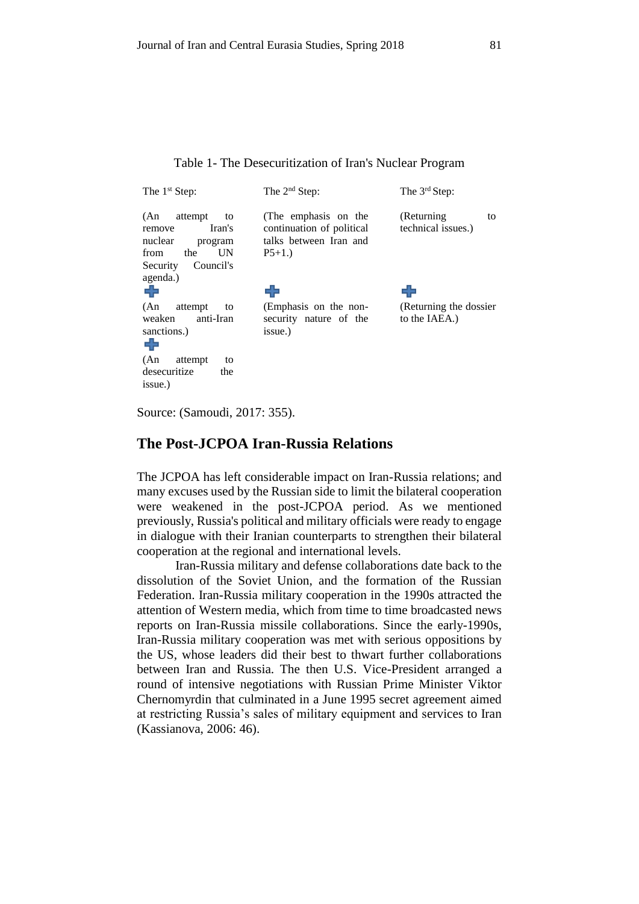Table 1- The Desecuritization of Iran's Nuclear Program

| The 1st Step: | The 2nd Step: | The 3rd Step: |
| --- | --- | --- |
| (An attempt to remove Iran's nuclear program from the UN Security Council's agenda.) | (The emphasis on the continuation of political talks between Iran and P5+1.) | (Returning to technical issues.) |
| + | + | + |
| (An attempt to weaken anti-Iran sanctions.) | (Emphasis on the non-security nature of the issue.) | (Returning the dossier to the IAEA.) |
| + | | |
| (An attempt to desecuritize the issue.) | | |

Source: (Samoudi, 2017: 355).

## The Post-JCPOA Iran-Russia Relations

The JCPOA has left considerable impact on Iran-Russia relations; and many excuses used by the Russian side to limit the bilateral cooperation were weakened in the post-JCPOA period. As we mentioned previously, Russia's political and military officials were ready to engage in dialogue with their Iranian counterparts to strengthen their bilateral cooperation at the regional and international levels.

Iran-Russia military and defense collaborations date back to the dissolution of the Soviet Union, and the formation of the Russian Federation. Iran-Russia military cooperation in the 1990s attracted the attention of Western media, which from time to time broadcasted news reports on Iran-Russia missile collaborations. Since the early-1990s, Iran-Russia military cooperation was met with serious oppositions by the US, whose leaders did their best to thwart further collaborations between Iran and Russia. The then U.S. Vice-President arranged a round of intensive negotiations with Russian Prime Minister Viktor Chernomyrdin that culminated in a June 1995 secret agreement aimed at restricting Russia's sales of military equipment and services to Iran (Kassianova, 2006: 46).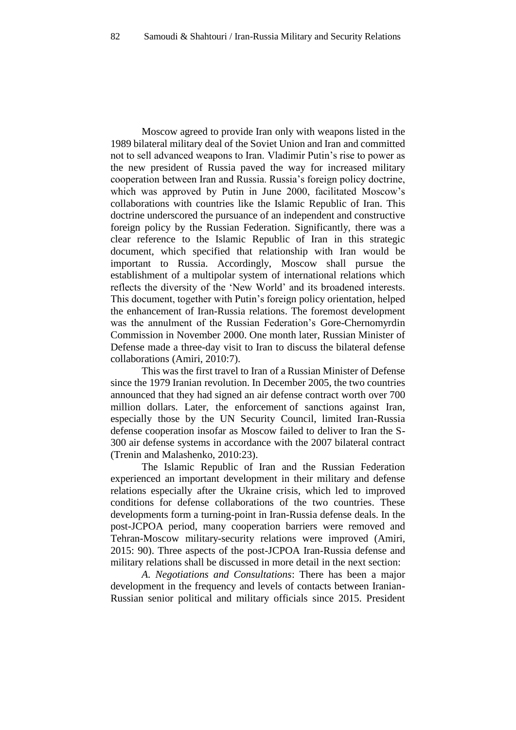Moscow agreed to provide Iran only with weapons listed in the 1989 bilateral military deal of the Soviet Union and Iran and committed not to sell advanced weapons to Iran. Vladimir Putin's rise to power as the new president of Russia paved the way for increased military cooperation between Iran and Russia. Russia's foreign policy doctrine, which was approved by Putin in June 2000, facilitated Moscow's collaborations with countries like the Islamic Republic of Iran. This doctrine underscored the pursuance of an independent and constructive foreign policy by the Russian Federation. Significantly, there was a clear reference to the Islamic Republic of Iran in this strategic document, which specified that relationship with Iran would be important to Russia. Accordingly, Moscow shall pursue the establishment of a multipolar system of international relations which reflects the diversity of the 'New World' and its broadened interests. This document, together with Putin's foreign policy orientation, helped the enhancement of Iran-Russia relations. The foremost development was the annulment of the Russian Federation's Gore-Chernomyrdin Commission in November 2000. One month later, Russian Minister of Defense made a three-day visit to Iran to discuss the bilateral defense collaborations (Amiri, 2010:7).

This was the first travel to Iran of a Russian Minister of Defense since the 1979 Iranian revolution. In December 2005, the two countries announced that they had signed an air defense contract worth over 700 million dollars. Later, the enforcement of sanctions against Iran, especially those by the UN Security Council, limited Iran-Russia defense cooperation insofar as Moscow failed to deliver to Iran the S-300 air defense systems in accordance with the 2007 bilateral contract (Trenin and Malashenko, 2010:23).

The Islamic Republic of Iran and the Russian Federation experienced an important development in their military and defense relations especially after the Ukraine crisis, which led to improved conditions for defense collaborations of the two countries. These developments form a turning-point in Iran-Russia defense deals. In the post-JCPOA period, many cooperation barriers were removed and Tehran-Moscow military-security relations were improved (Amiri, 2015: 90). Three aspects of the post-JCPOA Iran-Russia defense and military relations shall be discussed in more detail in the next section:

*A. Negotiations and Consultations*: There has been a major development in the frequency and levels of contacts between Iranian-Russian senior political and military officials since 2015. President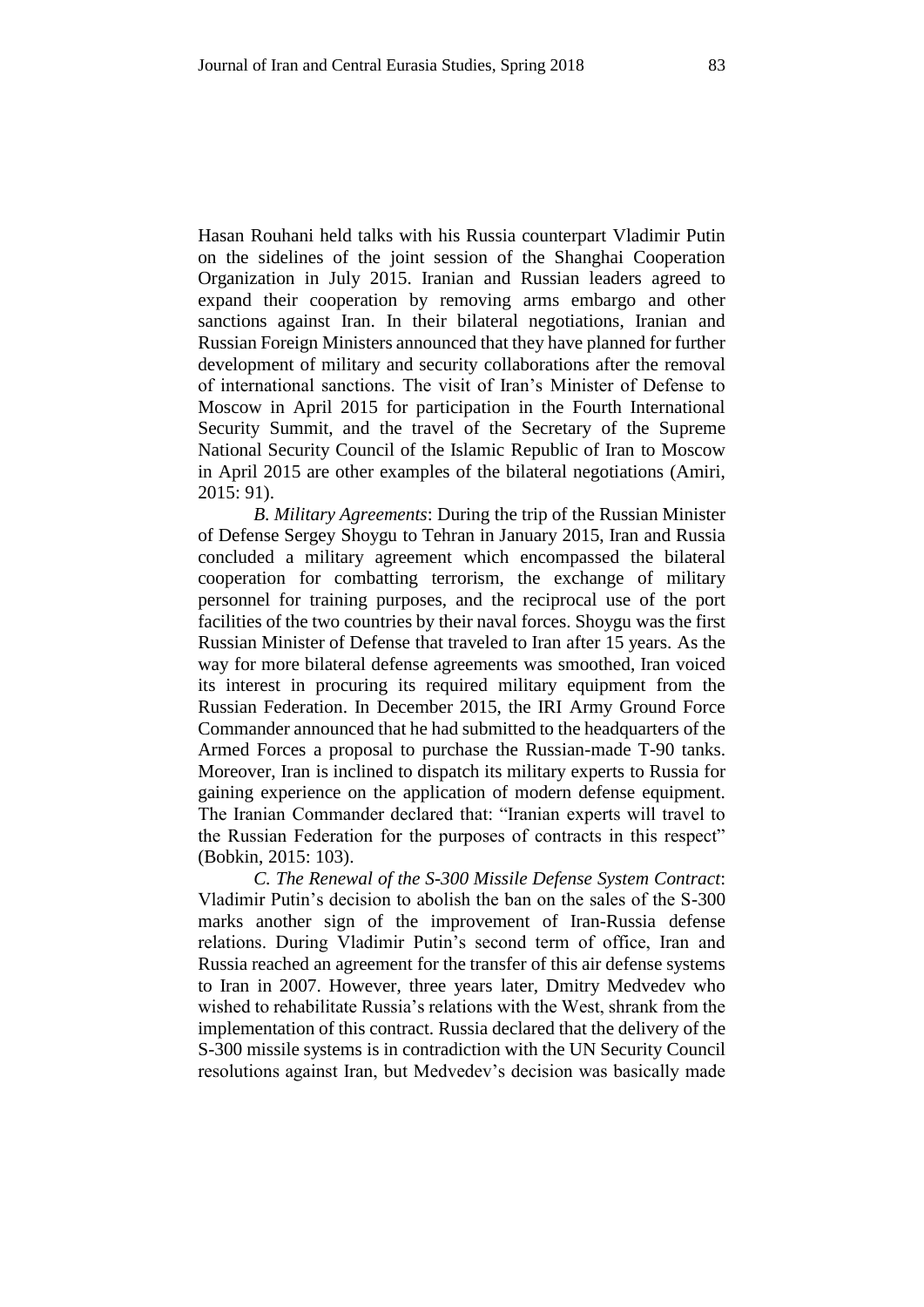Hasan Rouhani held talks with his Russia counterpart Vladimir Putin on the sidelines of the joint session of the Shanghai Cooperation Organization in July 2015. Iranian and Russian leaders agreed to expand their cooperation by removing arms embargo and other sanctions against Iran. In their bilateral negotiations, Iranian and Russian Foreign Ministers announced that they have planned for further development of military and security collaborations after the removal of international sanctions. The visit of Iran's Minister of Defense to Moscow in April 2015 for participation in the Fourth International Security Summit, and the travel of the Secretary of the Supreme National Security Council of the Islamic Republic of Iran to Moscow in April 2015 are other examples of the bilateral negotiations (Amiri, 2015: 91).

*B. Military Agreements*: During the trip of the Russian Minister of Defense Sergey Shoygu to Tehran in January 2015, Iran and Russia concluded a military agreement which encompassed the bilateral cooperation for combatting terrorism, the exchange of military personnel for training purposes, and the reciprocal use of the port facilities of the two countries by their naval forces. Shoygu was the first Russian Minister of Defense that traveled to Iran after 15 years. As the way for more bilateral defense agreements was smoothed, Iran voiced its interest in procuring its required military equipment from the Russian Federation. In December 2015, the IRI Army Ground Force Commander announced that he had submitted to the headquarters of the Armed Forces a proposal to purchase the Russian-made T-90 tanks. Moreover, Iran is inclined to dispatch its military experts to Russia for gaining experience on the application of modern defense equipment. The Iranian Commander declared that: "Iranian experts will travel to the Russian Federation for the purposes of contracts in this respect" (Bobkin, 2015: 103).

*C. The Renewal of the S-300 Missile Defense System Contract*: Vladimir Putin's decision to abolish the ban on the sales of the S-300 marks another sign of the improvement of Iran-Russia defense relations. During Vladimir Putin's second term of office, Iran and Russia reached an agreement for the transfer of this air defense systems to Iran in 2007. However, three years later, Dmitry Medvedev who wished to rehabilitate Russia's relations with the West, shrank from the implementation of this contract. Russia declared that the delivery of the S-300 missile systems is in contradiction with the UN Security Council resolutions against Iran, but Medvedev's decision was basically made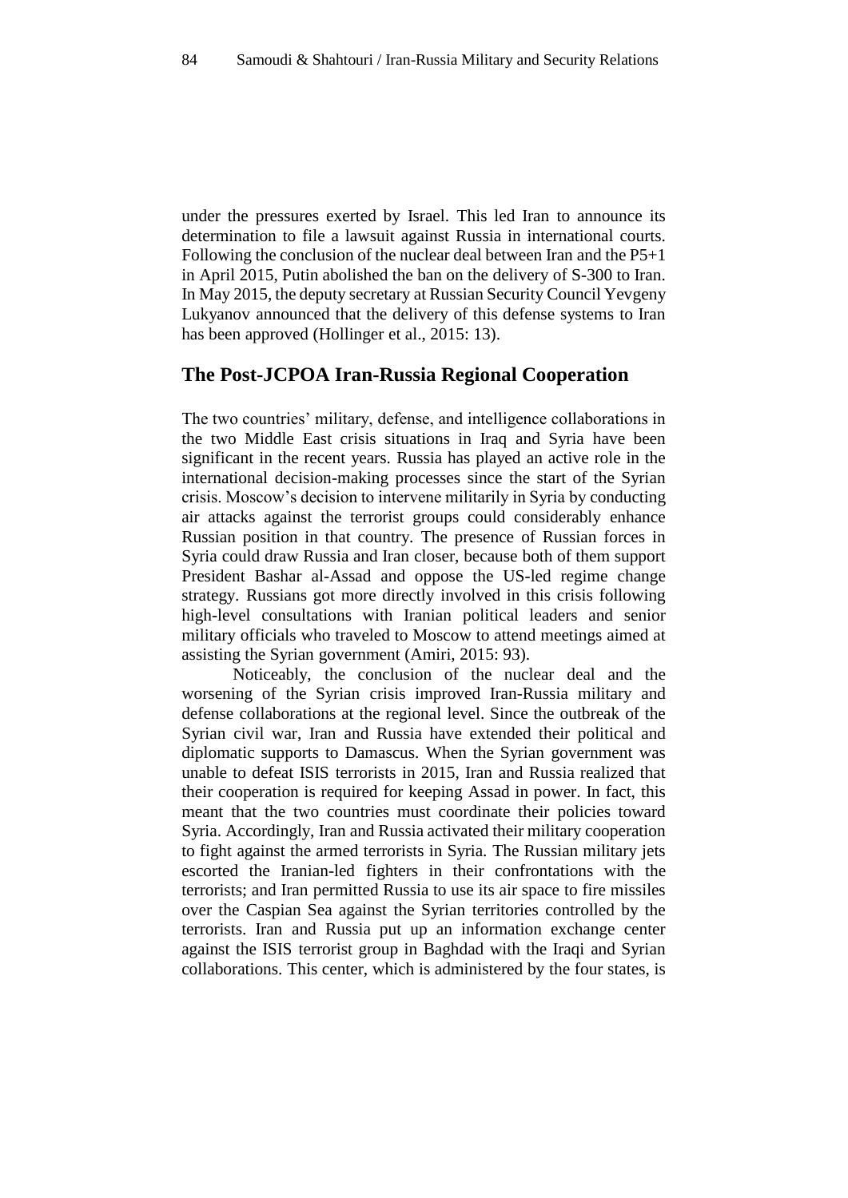under the pressures exerted by Israel. This led Iran to announce its determination to file a lawsuit against Russia in international courts. Following the conclusion of the nuclear deal between Iran and the P5+1 in April 2015, Putin abolished the ban on the delivery of S-300 to Iran. In May 2015, the deputy secretary at Russian Security Council Yevgeny Lukyanov announced that the delivery of this defense systems to Iran has been approved (Hollinger et al., 2015: 13).

## The Post-JCPOA Iran-Russia Regional Cooperation

The two countries' military, defense, and intelligence collaborations in the two Middle East crisis situations in Iraq and Syria have been significant in the recent years. Russia has played an active role in the international decision-making processes since the start of the Syrian crisis. Moscow's decision to intervene militarily in Syria by conducting air attacks against the terrorist groups could considerably enhance Russian position in that country. The presence of Russian forces in Syria could draw Russia and Iran closer, because both of them support President Bashar al-Assad and oppose the US-led regime change strategy. Russians got more directly involved in this crisis following high-level consultations with Iranian political leaders and senior military officials who traveled to Moscow to attend meetings aimed at assisting the Syrian government (Amiri, 2015: 93).

Noticeably, the conclusion of the nuclear deal and the worsening of the Syrian crisis improved Iran-Russia military and defense collaborations at the regional level. Since the outbreak of the Syrian civil war, Iran and Russia have extended their political and diplomatic supports to Damascus. When the Syrian government was unable to defeat ISIS terrorists in 2015, Iran and Russia realized that their cooperation is required for keeping Assad in power. In fact, this meant that the two countries must coordinate their policies toward Syria. Accordingly, Iran and Russia activated their military cooperation to fight against the armed terrorists in Syria. The Russian military jets escorted the Iranian-led fighters in their confrontations with the terrorists; and Iran permitted Russia to use its air space to fire missiles over the Caspian Sea against the Syrian territories controlled by the terrorists. Iran and Russia put up an information exchange center against the ISIS terrorist group in Baghdad with the Iraqi and Syrian collaborations. This center, which is administered by the four states, is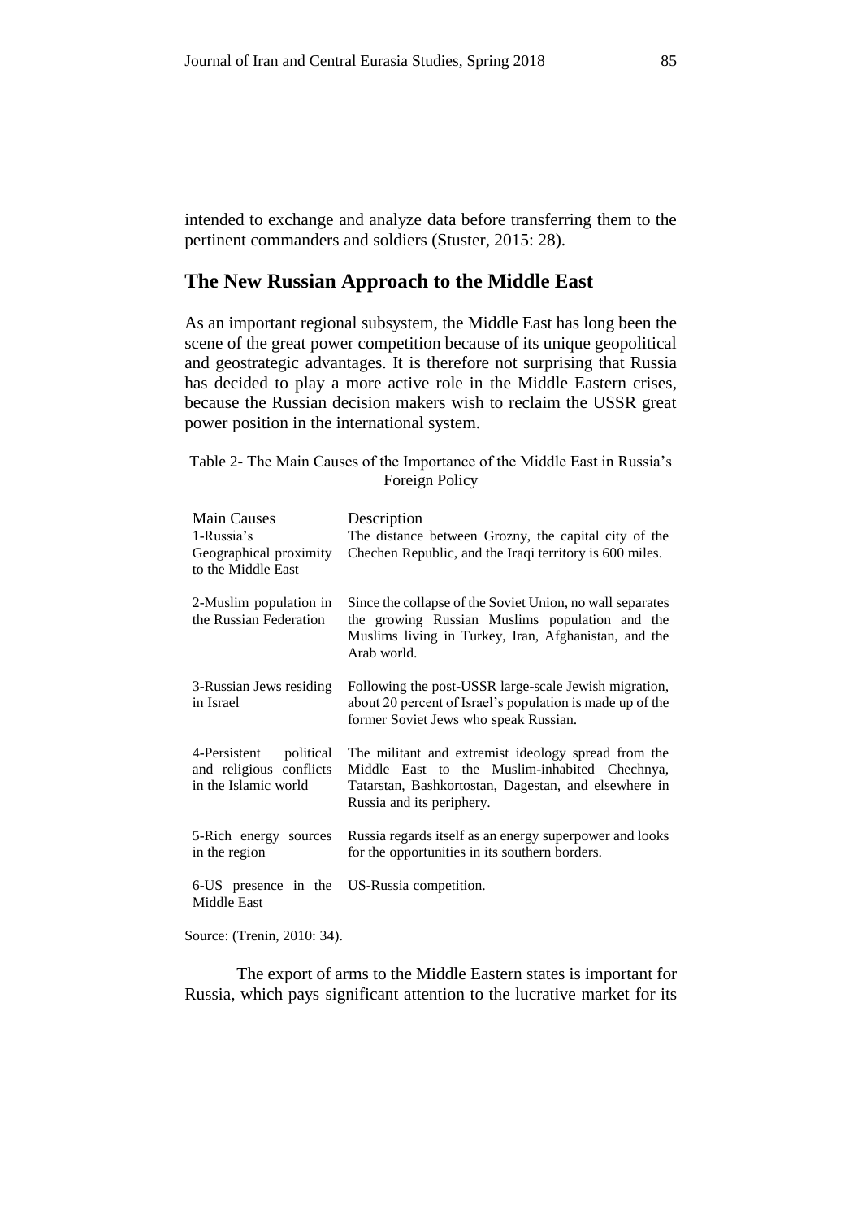intended to exchange and analyze data before transferring them to the pertinent commanders and soldiers (Stuster, 2015: 28).

## The New Russian Approach to the Middle East

As an important regional subsystem, the Middle East has long been the scene of the great power competition because of its unique geopolitical and geostrategic advantages. It is therefore not surprising that Russia has decided to play a more active role in the Middle Eastern crises, because the Russian decision makers wish to reclaim the USSR great power position in the international system.

Table 2- The Main Causes of the Importance of the Middle East in Russia's Foreign Policy

| Main Causes | Description |
|---|---|
| 1-Russia's Geographical proximity to the Middle East | The distance between Grozny, the capital city of the Chechen Republic, and the Iraqi territory is 600 miles. |
| 2-Muslim population in the Russian Federation | Since the collapse of the Soviet Union, no wall separates the growing Russian Muslims population and the Muslims living in Turkey, Iran, Afghanistan, and the Arab world. |
| 3-Russian Jews residing in Israel | Following the post-USSR large-scale Jewish migration, about 20 percent of Israel's population is made up of the former Soviet Jews who speak Russian. |
| 4-Persistent political and religious conflicts in the Islamic world | The militant and extremist ideology spread from the Middle East to the Muslim-inhabited Chechnya, Tatarstan, Bashkortostan, Dagestan, and elsewhere in Russia and its periphery. |
| 5-Rich energy sources in the region | Russia regards itself as an energy superpower and looks for the opportunities in its southern borders. |
| 6-US presence in the Middle East | US-Russia competition. |

Source: (Trenin, 2010: 34).

The export of arms to the Middle Eastern states is important for Russia, which pays significant attention to the lucrative market for its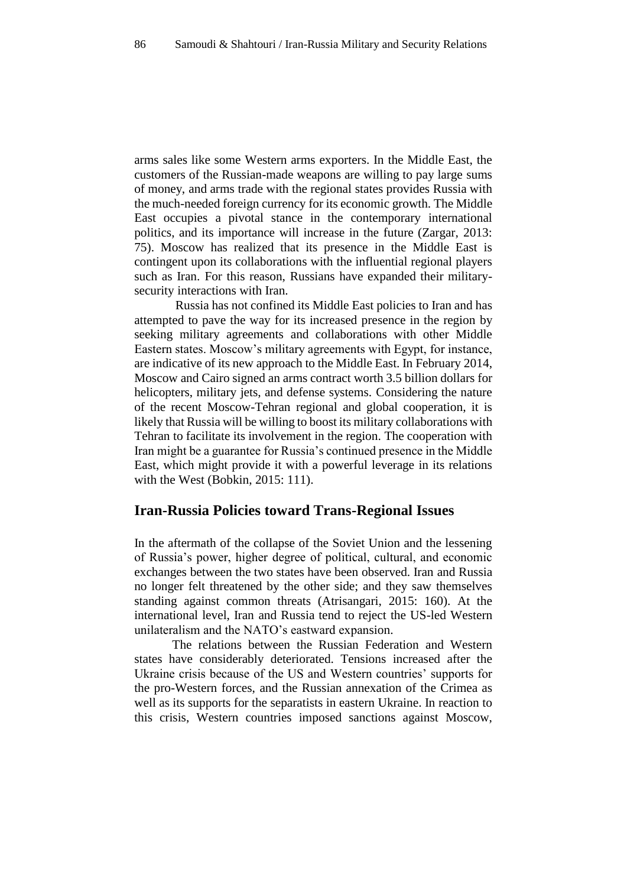arms sales like some Western arms exporters. In the Middle East, the customers of the Russian-made weapons are willing to pay large sums of money, and arms trade with the regional states provides Russia with the much-needed foreign currency for its economic growth. The Middle East occupies a pivotal stance in the contemporary international politics, and its importance will increase in the future (Zargar, 2013: 75). Moscow has realized that its presence in the Middle East is contingent upon its collaborations with the influential regional players such as Iran. For this reason, Russians have expanded their military-security interactions with Iran.

Russia has not confined its Middle East policies to Iran and has attempted to pave the way for its increased presence in the region by seeking military agreements and collaborations with other Middle Eastern states. Moscow's military agreements with Egypt, for instance, are indicative of its new approach to the Middle East. In February 2014, Moscow and Cairo signed an arms contract worth 3.5 billion dollars for helicopters, military jets, and defense systems. Considering the nature of the recent Moscow-Tehran regional and global cooperation, it is likely that Russia will be willing to boost its military collaborations with Tehran to facilitate its involvement in the region. The cooperation with Iran might be a guarantee for Russia's continued presence in the Middle East, which might provide it with a powerful leverage in its relations with the West (Bobkin, 2015: 111).

## Iran-Russia Policies toward Trans-Regional Issues

In the aftermath of the collapse of the Soviet Union and the lessening of Russia's power, higher degree of political, cultural, and economic exchanges between the two states have been observed. Iran and Russia no longer felt threatened by the other side; and they saw themselves standing against common threats (Atrisangari, 2015: 160). At the international level, Iran and Russia tend to reject the US-led Western unilateralism and the NATO's eastward expansion.

The relations between the Russian Federation and Western states have considerably deteriorated. Tensions increased after the Ukraine crisis because of the US and Western countries' supports for the pro-Western forces, and the Russian annexation of the Crimea as well as its supports for the separatists in eastern Ukraine. In reaction to this crisis, Western countries imposed sanctions against Moscow,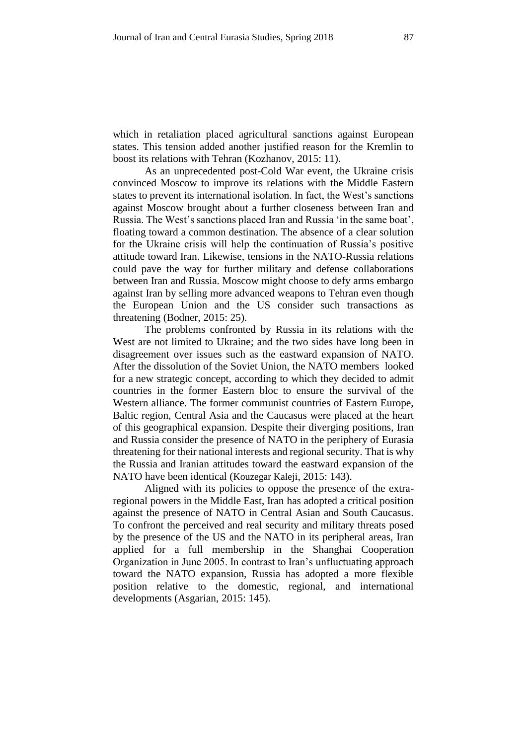which in retaliation placed agricultural sanctions against European states. This tension added another justified reason for the Kremlin to boost its relations with Tehran (Kozhanov, 2015: 11).

As an unprecedented post-Cold War event, the Ukraine crisis convinced Moscow to improve its relations with the Middle Eastern states to prevent its international isolation. In fact, the West's sanctions against Moscow brought about a further closeness between Iran and Russia. The West's sanctions placed Iran and Russia 'in the same boat', floating toward a common destination. The absence of a clear solution for the Ukraine crisis will help the continuation of Russia's positive attitude toward Iran. Likewise, tensions in the NATO-Russia relations could pave the way for further military and defense collaborations between Iran and Russia. Moscow might choose to defy arms embargo against Iran by selling more advanced weapons to Tehran even though the European Union and the US consider such transactions as threatening (Bodner, 2015: 25).

The problems confronted by Russia in its relations with the West are not limited to Ukraine; and the two sides have long been in disagreement over issues such as the eastward expansion of NATO. After the dissolution of the Soviet Union, the NATO members looked for a new strategic concept, according to which they decided to admit countries in the former Eastern bloc to ensure the survival of the Western alliance. The former communist countries of Eastern Europe, Baltic region, Central Asia and the Caucasus were placed at the heart of this geographical expansion. Despite their diverging positions, Iran and Russia consider the presence of NATO in the periphery of Eurasia threatening for their national interests and regional security. That is why the Russia and Iranian attitudes toward the eastward expansion of the NATO have been identical (Kouzegar Kaleji, 2015: 143).

Aligned with its policies to oppose the presence of the extra-regional powers in the Middle East, Iran has adopted a critical position against the presence of NATO in Central Asian and South Caucasus. To confront the perceived and real security and military threats posed by the presence of the US and the NATO in its peripheral areas, Iran applied for a full membership in the Shanghai Cooperation Organization in June 2005. In contrast to Iran's unfluctuating approach toward the NATO expansion, Russia has adopted a more flexible position relative to the domestic, regional, and international developments (Asgarian, 2015: 145).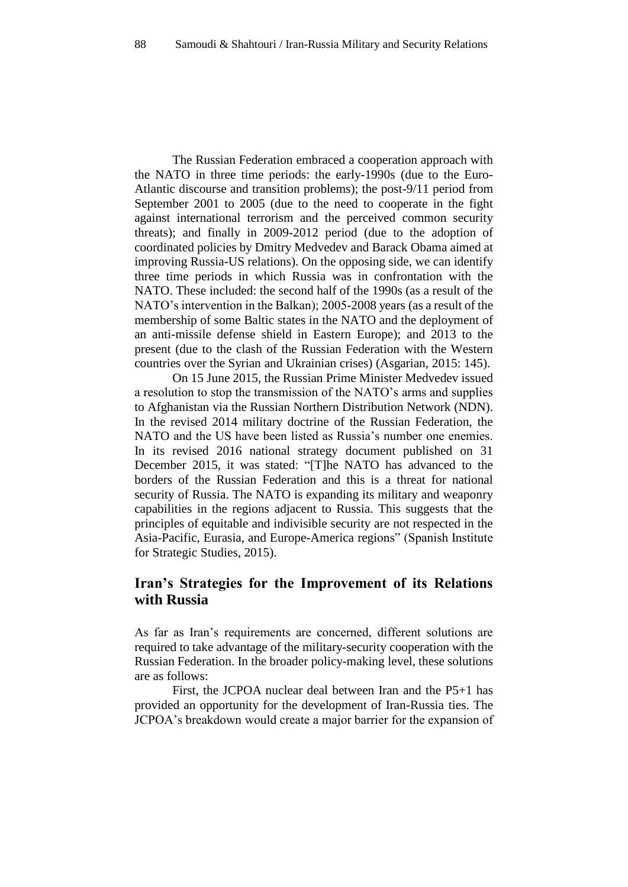The Russian Federation embraced a cooperation approach with the NATO in three time periods: the early-1990s (due to the Euro-Atlantic discourse and transition problems); the post-9/11 period from September 2001 to 2005 (due to the need to cooperate in the fight against international terrorism and the perceived common security threats); and finally in 2009-2012 period (due to the adoption of coordinated policies by Dmitry Medvedev and Barack Obama aimed at improving Russia-US relations). On the opposing side, we can identify three time periods in which Russia was in confrontation with the NATO. These included: the second half of the 1990s (as a result of the NATO's intervention in the Balkan); 2005-2008 years (as a result of the membership of some Baltic states in the NATO and the deployment of an anti-missile defense shield in Eastern Europe); and 2013 to the present (due to the clash of the Russian Federation with the Western countries over the Syrian and Ukrainian crises) (Asgarian, 2015: 145).

On 15 June 2015, the Russian Prime Minister Medvedev issued a resolution to stop the transmission of the NATO's arms and supplies to Afghanistan via the Russian Northern Distribution Network (NDN). In the revised 2014 military doctrine of the Russian Federation, the NATO and the US have been listed as Russia's number one enemies. In its revised 2016 national strategy document published on 31 December 2015, it was stated: "[T]he NATO has advanced to the borders of the Russian Federation and this is a threat for national security of Russia. The NATO is expanding its military and weaponry capabilities in the regions adjacent to Russia. This suggests that the principles of equitable and indivisible security are not respected in the Asia-Pacific, Eurasia, and Europe-America regions" (Spanish Institute for Strategic Studies, 2015).

## Iran's Strategies for the Improvement of its Relations with Russia

As far as Iran's requirements are concerned, different solutions are required to take advantage of the military-security cooperation with the Russian Federation. In the broader policy-making level, these solutions are as follows:

First, the JCPOA nuclear deal between Iran and the P5+1 has provided an opportunity for the development of Iran-Russia ties. The JCPOA's breakdown would create a major barrier for the expansion of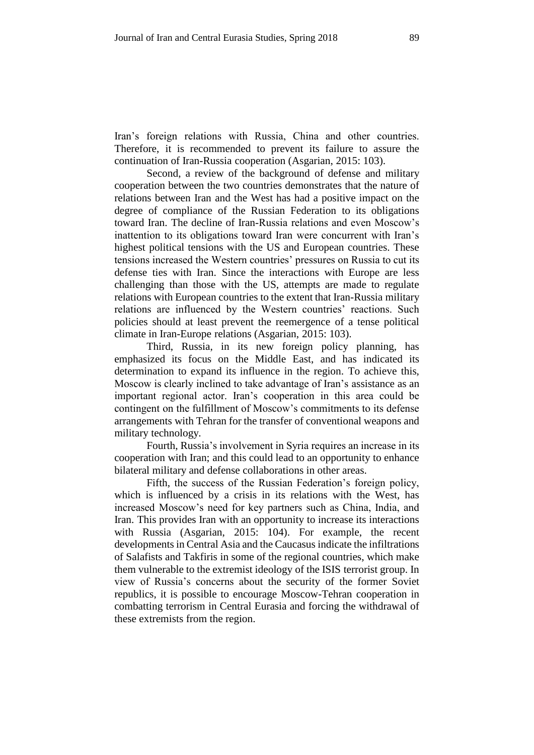Iran's foreign relations with Russia, China and other countries. Therefore, it is recommended to prevent its failure to assure the continuation of Iran-Russia cooperation (Asgarian, 2015: 103).

Second, a review of the background of defense and military cooperation between the two countries demonstrates that the nature of relations between Iran and the West has had a positive impact on the degree of compliance of the Russian Federation to its obligations toward Iran. The decline of Iran-Russia relations and even Moscow's inattention to its obligations toward Iran were concurrent with Iran's highest political tensions with the US and European countries. These tensions increased the Western countries' pressures on Russia to cut its defense ties with Iran. Since the interactions with Europe are less challenging than those with the US, attempts are made to regulate relations with European countries to the extent that Iran-Russia military relations are influenced by the Western countries' reactions. Such policies should at least prevent the reemergence of a tense political climate in Iran-Europe relations (Asgarian, 2015: 103).

Third, Russia, in its new foreign policy planning, has emphasized its focus on the Middle East, and has indicated its determination to expand its influence in the region. To achieve this, Moscow is clearly inclined to take advantage of Iran's assistance as an important regional actor. Iran's cooperation in this area could be contingent on the fulfillment of Moscow's commitments to its defense arrangements with Tehran for the transfer of conventional weapons and military technology.

Fourth, Russia's involvement in Syria requires an increase in its cooperation with Iran; and this could lead to an opportunity to enhance bilateral military and defense collaborations in other areas.

Fifth, the success of the Russian Federation's foreign policy, which is influenced by a crisis in its relations with the West, has increased Moscow's need for key partners such as China, India, and Iran. This provides Iran with an opportunity to increase its interactions with Russia (Asgarian, 2015: 104). For example, the recent developments in Central Asia and the Caucasus indicate the infiltrations of Salafists and Takfiris in some of the regional countries, which make them vulnerable to the extremist ideology of the ISIS terrorist group. In view of Russia's concerns about the security of the former Soviet republics, it is possible to encourage Moscow-Tehran cooperation in combatting terrorism in Central Eurasia and forcing the withdrawal of these extremists from the region.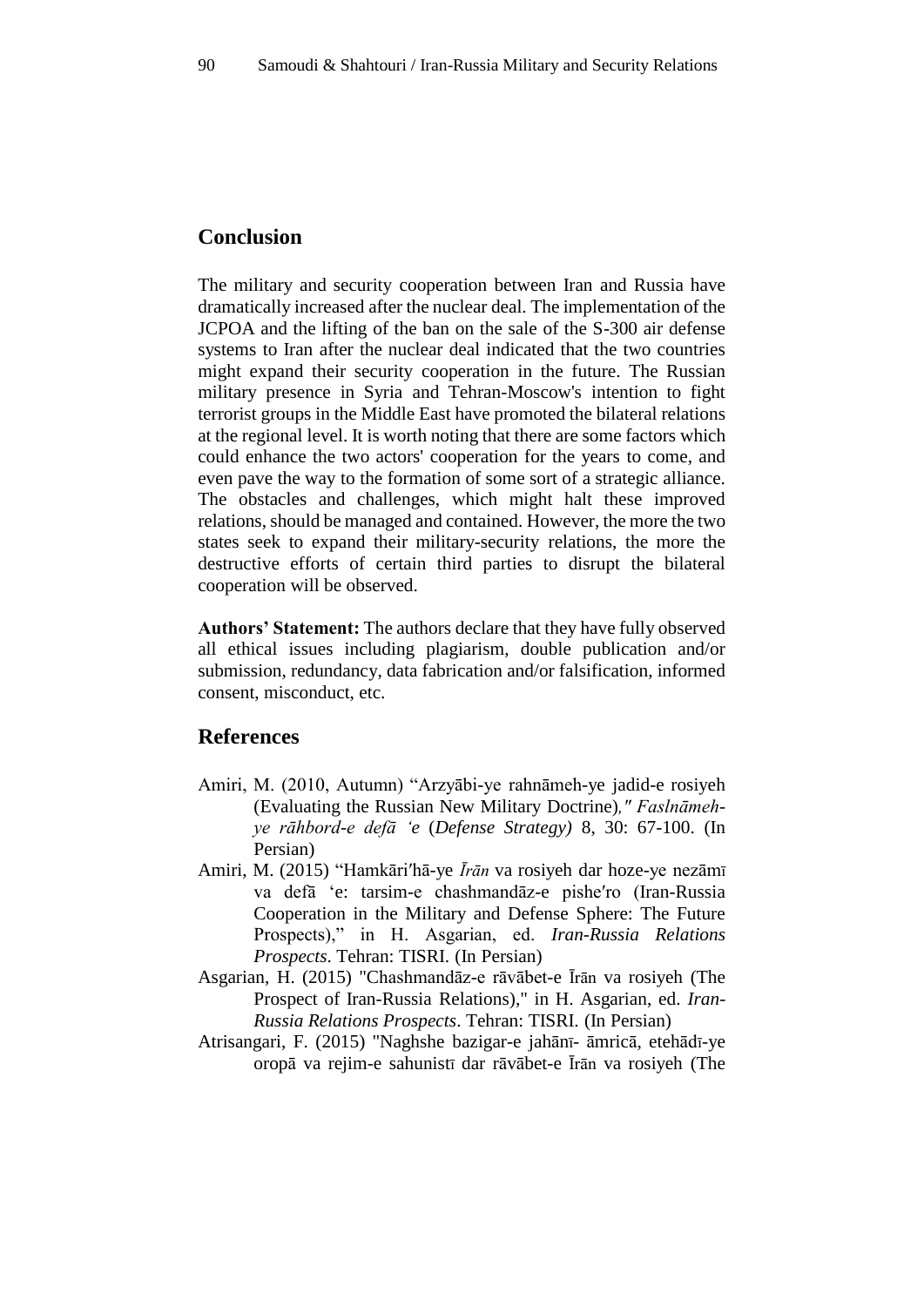## Conclusion

The military and security cooperation between Iran and Russia have dramatically increased after the nuclear deal. The implementation of the JCPOA and the lifting of the ban on the sale of the S-300 air defense systems to Iran after the nuclear deal indicated that the two countries might expand their security cooperation in the future. The Russian military presence in Syria and Tehran-Moscow's intention to fight terrorist groups in the Middle East have promoted the bilateral relations at the regional level. It is worth noting that there are some factors which could enhance the two actors' cooperation for the years to come, and even pave the way to the formation of some sort of a strategic alliance. The obstacles and challenges, which might halt these improved relations, should be managed and contained. However, the more the two states seek to expand their military-security relations, the more the destructive efforts of certain third parties to disrupt the bilateral cooperation will be observed.

**Authors' Statement:** The authors declare that they have fully observed all ethical issues including plagiarism, double publication and/or submission, redundancy, data fabrication and/or falsification, informed consent, misconduct, etc.

## References

Amiri, M. (2010, Autumn) "Arzyābi-ye rahnāmeh-ye jadid-e rosiyeh (Evaluating the Russian New Military Doctrine)," *Faslnāmeh-ye rāhbord-e defā 'e* (*Defense Strategy)* 8, 30: 67-100. (In Persian)

Amiri, M. (2015) "Hamkāri′hā-ye *Īrān* va rosiyeh dar hoze-ye nezāmī va defā 'e: tarsim-e chashmandāz-e pishe′ro (Iran-Russia Cooperation in the Military and Defense Sphere: The Future Prospects)," in H. Asgarian, ed. *Iran-Russia Relations Prospects*. Tehran: TISRI. (In Persian)

Asgarian, H. (2015) "Chashmandāz-e rāvābet-e Īrān va rosiyeh (The Prospect of Iran-Russia Relations)," in H. Asgarian, ed. *Iran-Russia Relations Prospects*. Tehran: TISRI. (In Persian)

Atrisangari, F. (2015) "Naghshe bazigar-e jahānī- āmricā, etehādī-ye oropā va rejim-e sahunistī dar rāvābet-e Īrān va rosiyeh (The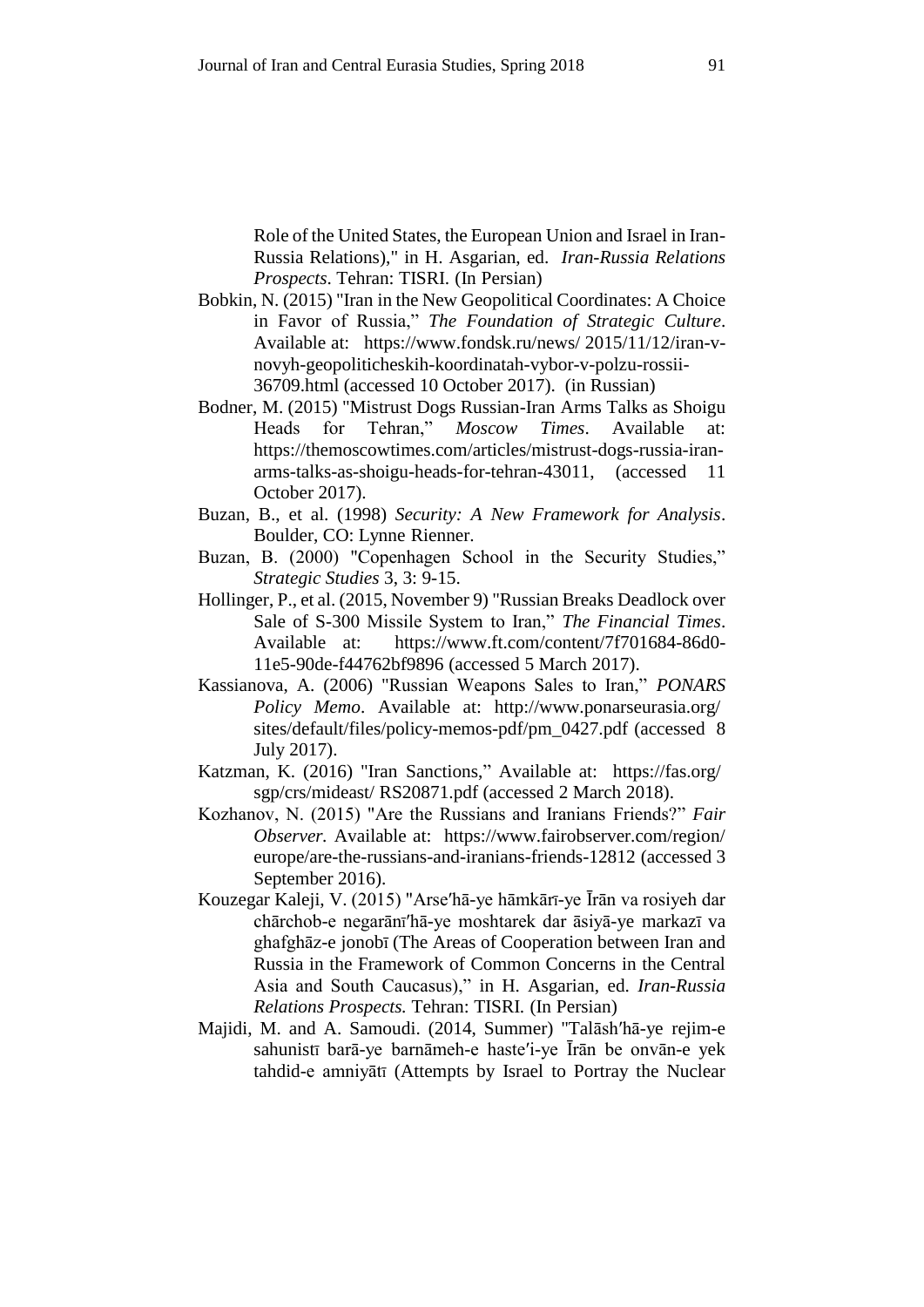Role of the United States, the European Union and Israel in Iran-Russia Relations)," in H. Asgarian, ed. *Iran-Russia Relations Prospects*. Tehran: TISRI. (In Persian)

Bobkin, N. (2015) "Iran in the New Geopolitical Coordinates: A Choice in Favor of Russia," *The Foundation of Strategic Culture*. Available at: https://www.fondsk.ru/news/ 2015/11/12/iran-v-novyh-geopoliticheskih-koordinatah-vybor-v-polzu-rossii-36709.html (accessed 10 October 2017). (in Russian)

Bodner, M. (2015) "Mistrust Dogs Russian-Iran Arms Talks as Shoigu Heads for Tehran," *Moscow Times*. Available at: https://themoscowtimes.com/articles/mistrust-dogs-russia-iran-arms-talks-as-shoigu-heads-for-tehran-43011, (accessed 11 October 2017).

Buzan, B., et al. (1998) *Security: A New Framework for Analysis*. Boulder, CO: Lynne Rienner.

Buzan, B. (2000) "Copenhagen School in the Security Studies," *Strategic Studies* 3, 3: 9-15.

Hollinger, P., et al. (2015, November 9) "Russian Breaks Deadlock over Sale of S-300 Missile System to Iran," *The Financial Times*. Available at: https://www.ft.com/content/7f701684-86d0-11e5-90de-f44762bf9896 (accessed 5 March 2017).

Kassianova, A. (2006) "Russian Weapons Sales to Iran," *PONARS Policy Memo*. Available at: http://www.ponarseurasia.org/ sites/default/files/policy-memos-pdf/pm_0427.pdf (accessed 8 July 2017).

Katzman, K. (2016) "Iran Sanctions," Available at: https://fas.org/ sgp/crs/mideast/ RS20871.pdf (accessed 2 March 2018).

Kozhanov, N. (2015) "Are the Russians and Iranians Friends?" *Fair Observer.* Available at: https://www.fairobserver.com/region/ europe/are-the-russians-and-iranians-friends-12812 (accessed 3 September 2016).

Kouzegar Kaleji, V. (2015) "Arse′hā-ye hāmkārī-ye Īrān va rosiyeh dar chārchob-e negarānī′hā-ye moshtarek dar āsiyā-ye markazī va ghafghāz-e jonobī (The Areas of Cooperation between Iran and Russia in the Framework of Common Concerns in the Central Asia and South Caucasus)," in H. Asgarian, ed. *Iran-Russia Relations Prospects.* Tehran: TISRI. (In Persian)

Majidi, M. and A. Samoudi. (2014, Summer) "Talāsh′hā-ye rejim-e sahunistī barā-ye barnāmeh-e haste′i-ye Īrān be onvān-e yek tahdid-e amniyātī (Attempts by Israel to Portray the Nuclear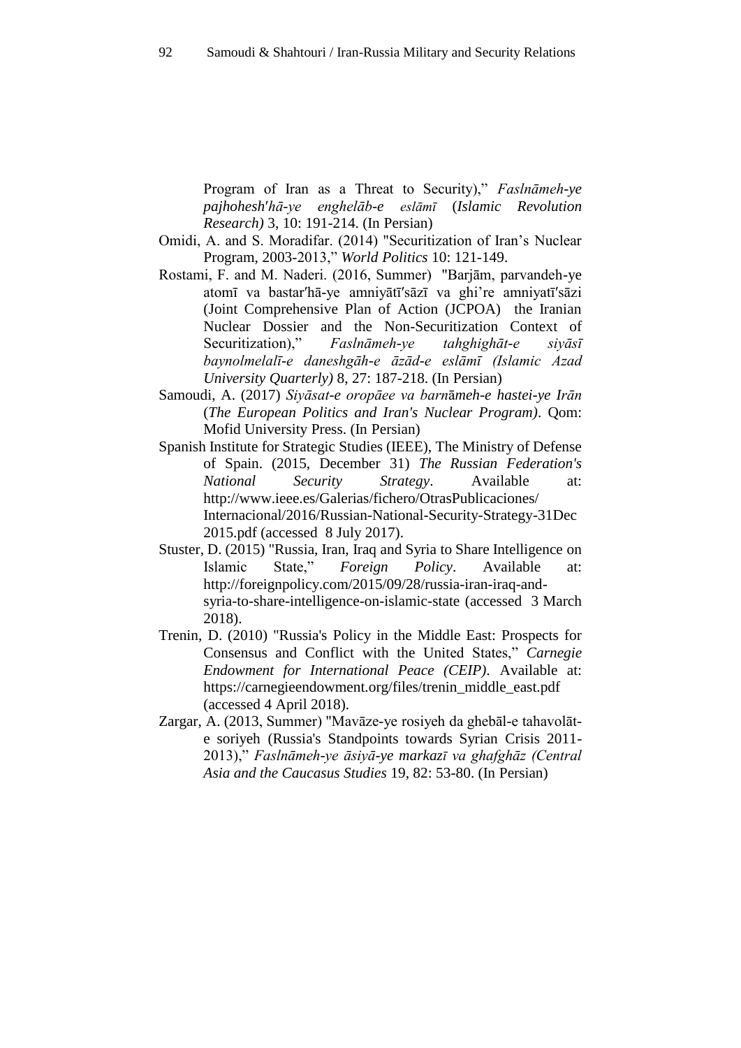Program of Iran as a Threat to Security)," *Faslnāmeh-ye pajhohesh'hā-ye enghelāb-e eslāmī* (*Islamic Revolution Research)* 3, 10: 191-214. (In Persian)

Omidi, A. and S. Moradifar. (2014) "Securitization of Iran's Nuclear Program, 2003-2013," *World Politics* 10: 121-149.

Rostami, F. and M. Naderi. (2016, Summer) "Barjām, parvandeh-ye atomī va bastar'hā-ye amniyātī'sāzī va ghi're amniyatī'sāzi (Joint Comprehensive Plan of Action (JCPOA) the Iranian Nuclear Dossier and the Non-Securitization Context of Securitization)," *Faslnāmeh-ye tahghighāt-e siyāsī baynolmelalī-e daneshgāh-e āzād-e eslāmī (Islamic Azad University Quarterly)* 8, 27: 187-218. (In Persian)

Samoudi, A. (2017) *Siyāsat-e oropāee va barnāmeh-e hastei-ye Irān* (*The European Politics and Iran's Nuclear Program)*. Qom: Mofid University Press. (In Persian)

Spanish Institute for Strategic Studies (IEEE), The Ministry of Defense of Spain. (2015, December 31) *The Russian Federation's National Security Strategy*. Available at: http://www.ieee.es/Galerias/fichero/OtrasPublicaciones/Internacional/2016/Russian-National-Security-Strategy-31Dec2015.pdf (accessed 8 July 2017).

Stuster, D. (2015) "Russia, Iran, Iraq and Syria to Share Intelligence on Islamic State," *Foreign Policy*. Available at: http://foreignpolicy.com/2015/09/28/russia-iran-iraq-and-syria-to-share-intelligence-on-islamic-state (accessed 3 March 2018).

Trenin, D. (2010) "Russia's Policy in the Middle East: Prospects for Consensus and Conflict with the United States," *Carnegie Endowment for International Peace (CEIP)*. Available at: https://carnegieendowment.org/files/trenin_middle_east.pdf (accessed 4 April 2018).

Zargar, A. (2013, Summer) "Mavāze-ye rosiyeh da ghebāl-e tahavolāt-e soriyeh (Russia's Standpoints towards Syrian Crisis 2011-2013)," *Faslnāmeh-ye āsiyā-ye markazī va ghafghāz (Central Asia and the Caucasus Studies* 19, 82: 53-80. (In Persian)